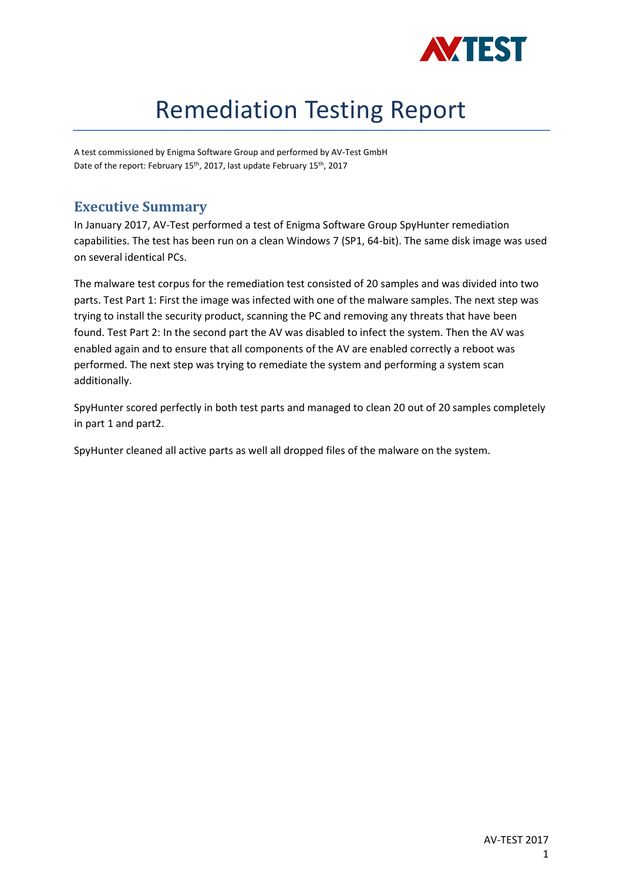# Remediation Testing Report

A test commissioned by Enigma Software Group and performed by AV-Test GmbH
Date of the report: February 15th, 2017, last update February 15th, 2017

## Executive Summary

In January 2017, AV-Test performed a test of Enigma Software Group SpyHunter remediation capabilities. The test has been run on a clean Windows 7 (SP1, 64-bit). The same disk image was used on several identical PCs.

The malware test corpus for the remediation test consisted of 20 samples and was divided into two parts. Test Part 1: First the image was infected with one of the malware samples. The next step was trying to install the security product, scanning the PC and removing any threats that have been found. Test Part 2: In the second part the AV was disabled to infect the system. Then the AV was enabled again and to ensure that all components of the AV are enabled correctly a reboot was performed. The next step was trying to remediate the system and performing a system scan additionally.

SpyHunter scored perfectly in both test parts and managed to clean 20 out of 20 samples completely in part 1 and part2.

SpyHunter cleaned all active parts as well all dropped files of the malware on the system.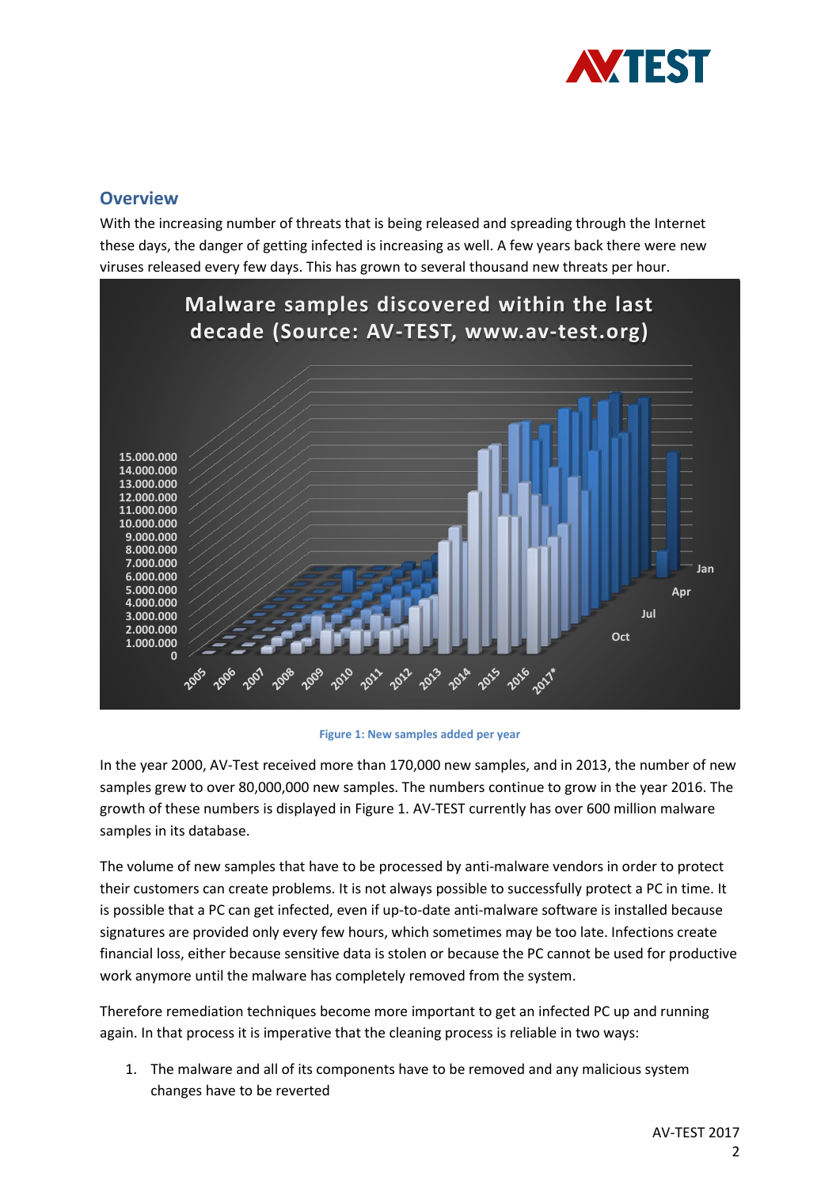## Overview

With the increasing number of threats that is being released and spreading through the Internet these days, the danger of getting infected is increasing as well. A few years back there were new viruses released every few days. This has grown to several thousand new threats per hour.

Figure 1: New samples added per year

In the year 2000, AV-Test received more than 170,000 new samples, and in 2013, the number of new samples grew to over 80,000,000 new samples. The numbers continue to grow in the year 2016. The growth of these numbers is displayed in Figure 1. AV-TEST currently has over 600 million malware samples in its database.

The volume of new samples that have to be processed by anti-malware vendors in order to protect their customers can create problems. It is not always possible to successfully protect a PC in time. It is possible that a PC can get infected, even if up-to-date anti-malware software is installed because signatures are provided only every few hours, which sometimes may be too late. Infections create financial loss, either because sensitive data is stolen or because the PC cannot be used for productive work anymore until the malware has completely removed from the system.

Therefore remediation techniques become more important to get an infected PC up and running again. In that process it is imperative that the cleaning process is reliable in two ways:

1. The malware and all of its components have to be removed and any malicious system changes have to be reverted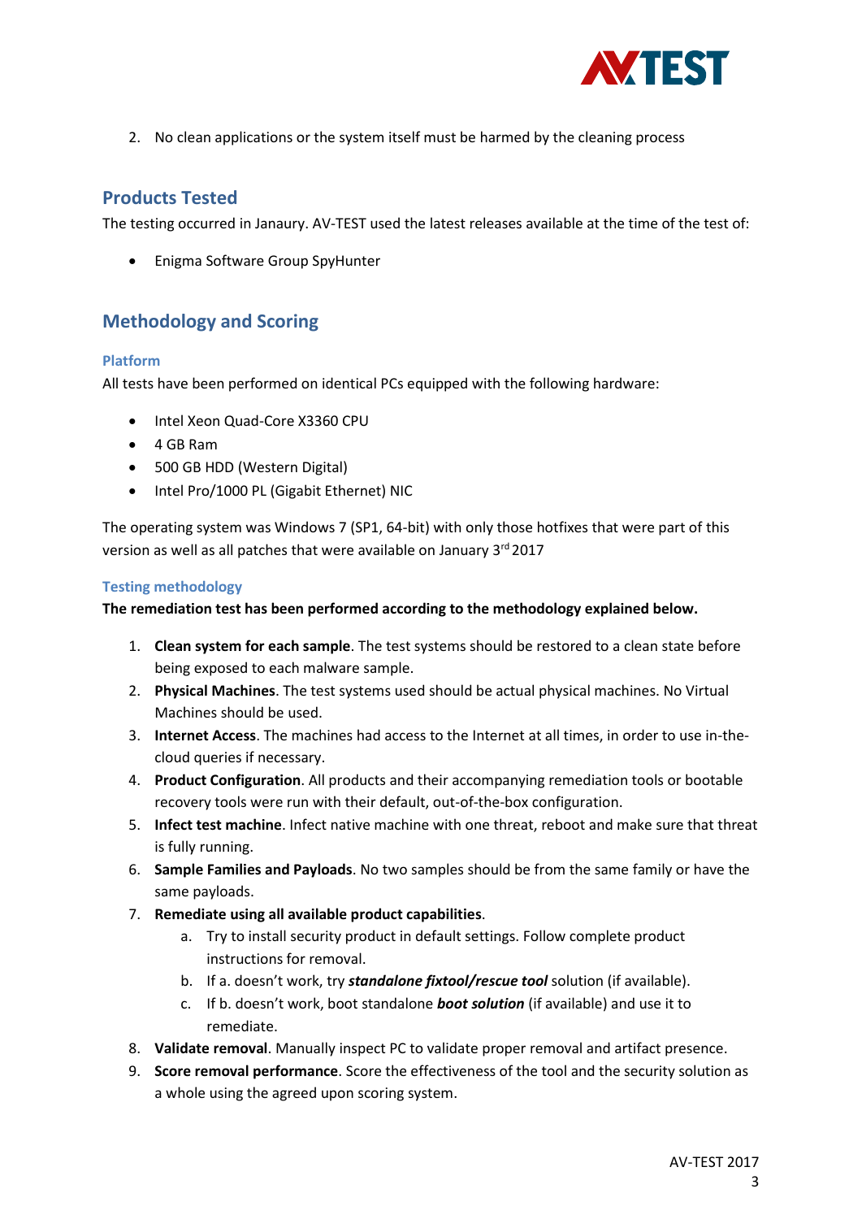2. No clean applications or the system itself must be harmed by the cleaning process

## Products Tested

The testing occurred in Janaury. AV-TEST used the latest releases available at the time of the test of:

- Enigma Software Group SpyHunter

## Methodology and Scoring

### Platform

All tests have been performed on identical PCs equipped with the following hardware:

- Intel Xeon Quad-Core X3360 CPU
- 4 GB Ram
- 500 GB HDD (Western Digital)
- Intel Pro/1000 PL (Gigabit Ethernet) NIC

The operating system was Windows 7 (SP1, 64-bit) with only those hotfixes that were part of this version as well as all patches that were available on January 3rd 2017

### Testing methodology

**The remediation test has been performed according to the methodology explained below.**

1. **Clean system for each sample**. The test systems should be restored to a clean state before being exposed to each malware sample.
2. **Physical Machines**. The test systems used should be actual physical machines. No Virtual Machines should be used.
3. **Internet Access**. The machines had access to the Internet at all times, in order to use in-the-cloud queries if necessary.
4. **Product Configuration**. All products and their accompanying remediation tools or bootable recovery tools were run with their default, out-of-the-box configuration.
5. **Infect test machine**. Infect native machine with one threat, reboot and make sure that threat is fully running.
6. **Sample Families and Payloads**. No two samples should be from the same family or have the same payloads.
7. **Remediate using all available product capabilities**.
   a. Try to install security product in default settings. Follow complete product instructions for removal.
   b. If a. doesn't work, try ***standalone fixtool/rescue tool*** solution (if available).
   c. If b. doesn't work, boot standalone ***boot solution*** (if available) and use it to remediate.
8. **Validate removal**. Manually inspect PC to validate proper removal and artifact presence.
9. **Score removal performance**. Score the effectiveness of the tool and the security solution as a whole using the agreed upon scoring system.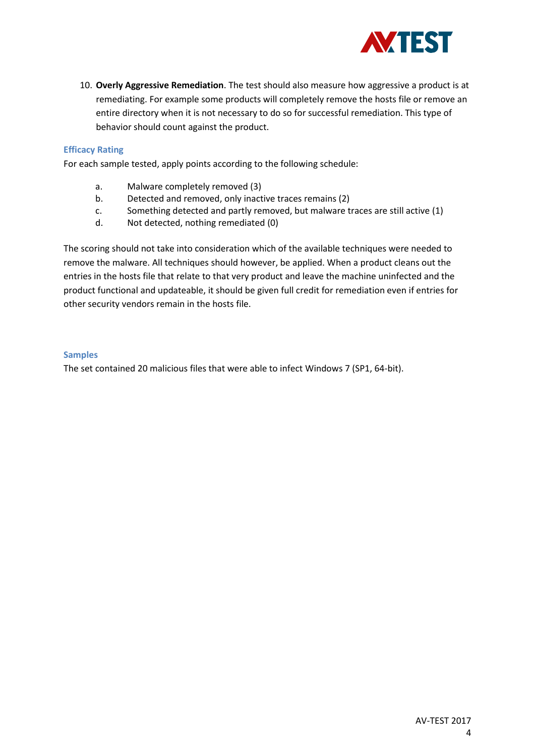10. **Overly Aggressive Remediation**. The test should also measure how aggressive a product is at remediating. For example some products will completely remove the hosts file or remove an entire directory when it is not necessary to do so for successful remediation. This type of behavior should count against the product.

### Efficacy Rating

For each sample tested, apply points according to the following schedule:

a. Malware completely removed (3)
b. Detected and removed, only inactive traces remains (2)
c. Something detected and partly removed, but malware traces are still active (1)
d. Not detected, nothing remediated (0)

The scoring should not take into consideration which of the available techniques were needed to remove the malware. All techniques should however, be applied. When a product cleans out the entries in the hosts file that relate to that very product and leave the machine uninfected and the product functional and updateable, it should be given full credit for remediation even if entries for other security vendors remain in the hosts file.

### Samples

The set contained 20 malicious files that were able to infect Windows 7 (SP1, 64-bit).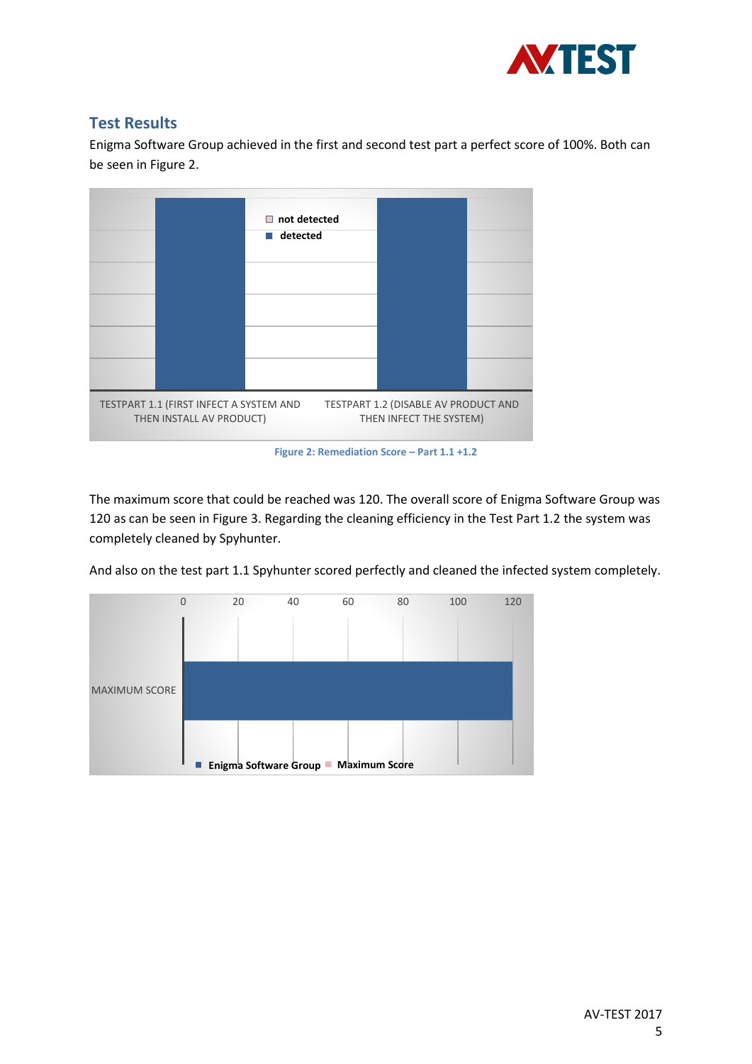## Test Results

Enigma Software Group achieved in the first and second test part a perfect score of 100%. Both can be seen in Figure 2.

Figure 2: Remediation Score – Part 1.1 +1.2

The maximum score that could be reached was 120. The overall score of Enigma Software Group was 120 as can be seen in Figure 3. Regarding the cleaning efficiency in the Test Part 1.2 the system was completely cleaned by Spyhunter.

And also on the test part 1.1 Spyhunter scored perfectly and cleaned the infected system completely.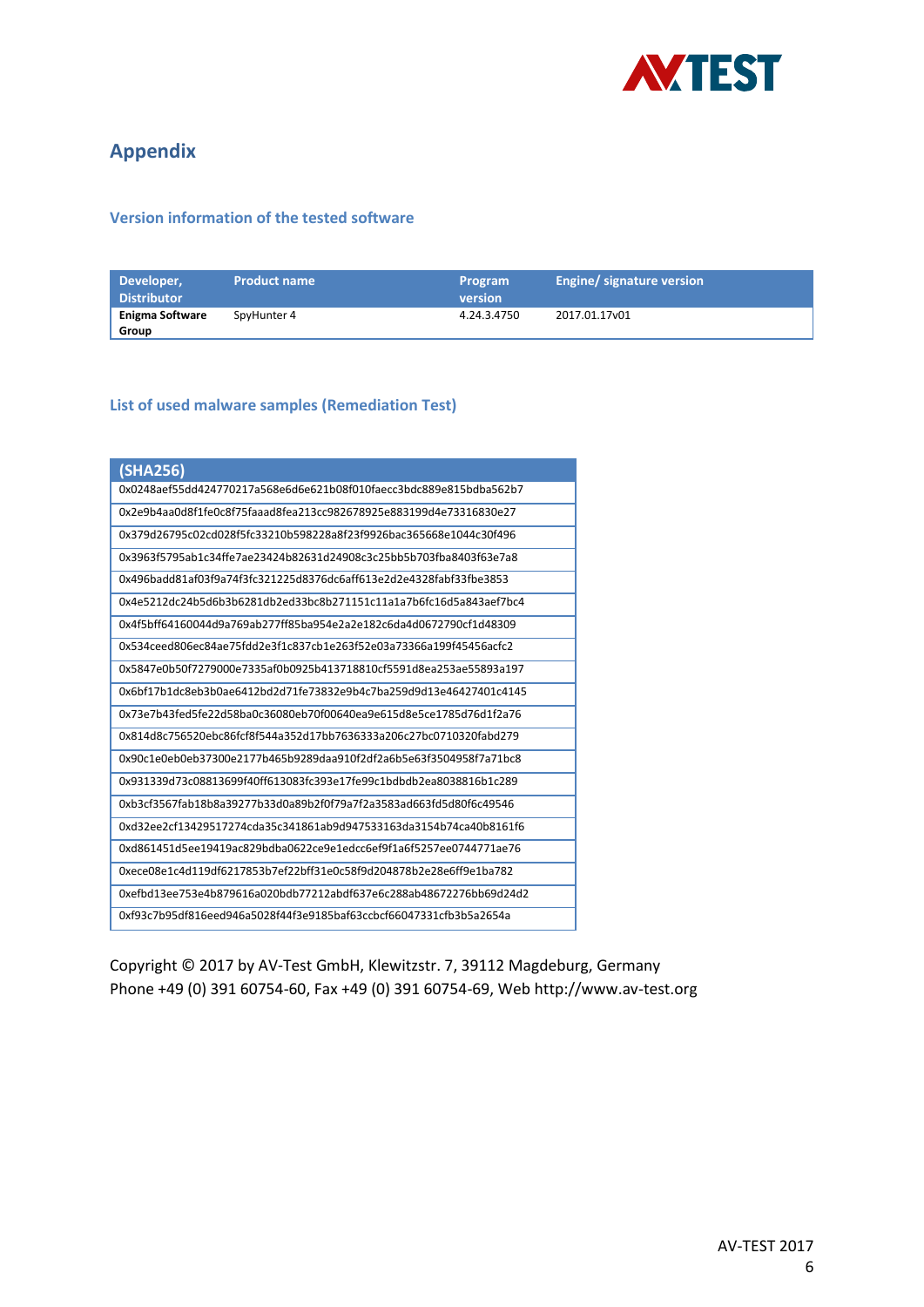## Appendix

### Version information of the tested software

| Developer, Distributor | Product name | Program version | Engine/ signature version |
| --- | --- | --- | --- |
| **Enigma Software Group** | SpyHunter 4 | 4.24.3.4750 | 2017.01.17v01 |

### List of used malware samples (Remediation Test)

| (SHA256) |
| --- |
| 0x0248aef55dd424770217a568e6d6e621b08f010faecc3bdc889e815bdba562b7 |
| 0x2e9b4aa0d8f1fe0c8f75faaad8fea213cc982678925e883199d4e73316830e27 |
| 0x379d26795c02cd028f5fc33210b598228a8f23f9926bac365668e1044c30f496 |
| 0x3963f5795ab1c34ffe7ae23424b82631d24908c3c25bb5b703fba8403f63e7a8 |
| 0x496badd81af03f9a74f3fc321225d8376dc6aff613e2d2e4328fabf33fbe3853 |
| 0x4e5212dc24b5d6b3b6281db2ed33bc8b271151c11a1a7b6fc16d5a843aef7bc4 |
| 0x4f5bff64160044d9a769ab277ff85ba954e2a2e182c6da4d0672790cf1d48309 |
| 0x534ceed806ec84ae75fdd2e3f1c837cb1e263f52e03a73366a199f45456acfc2 |
| 0x5847e0b50f7279000e7335af0b0925b413718810cf5591d8ea253ae55893a197 |
| 0x6bf17b1dc8eb3b0ae6412bd2d71fe73832e9b4c7ba259d9d13e46427401c4145 |
| 0x73e7b43fed5fe22d58ba0c36080eb70f00640ea9e615d8e5ce1785d76d1f2a76 |
| 0x814d8c756520ebc86fcf8f544a352d17bb7636333a206c27bc0710320fabd279 |
| 0x90c1e0eb0eb37300e2177b465b9289daa910f2df2a6b5e63f3504958f7a71bc8 |
| 0x931339d73c08813699f40ff613083fc393e17fe99c1bdbdb2ea8038816b1c289 |
| 0xb3cf3567fab18b8a39277b33d0a89b2f0f79a7f2a3583ad663fd5d80f6c49546 |
| 0xd32ee2cf13429517274cda35c341861ab9d947533163da3154b74ca40b8161f6 |
| 0xd861451d5ee19419ac829bdba0622ce9e1edcc6ef9f1a6f5257ee0744771ae76 |
| 0xece08e1c4d119df6217853b7ef22bff31e0c58f9d204878b2e28e6ff9e1ba782 |
| 0xefbd13ee753e4b879616a020bdb77212abdf637e6c288ab48672276bb69d24d2 |
| 0xf93c7b95df816eed946a5028f44f3e9185baf63ccbcf66047331cfb3b5a2654a |

Copyright © 2017 by AV-Test GmbH, Klewitzstr. 7, 39112 Magdeburg, Germany
Phone +49 (0) 391 60754-60, Fax +49 (0) 391 60754-69, Web http://www.av-test.org